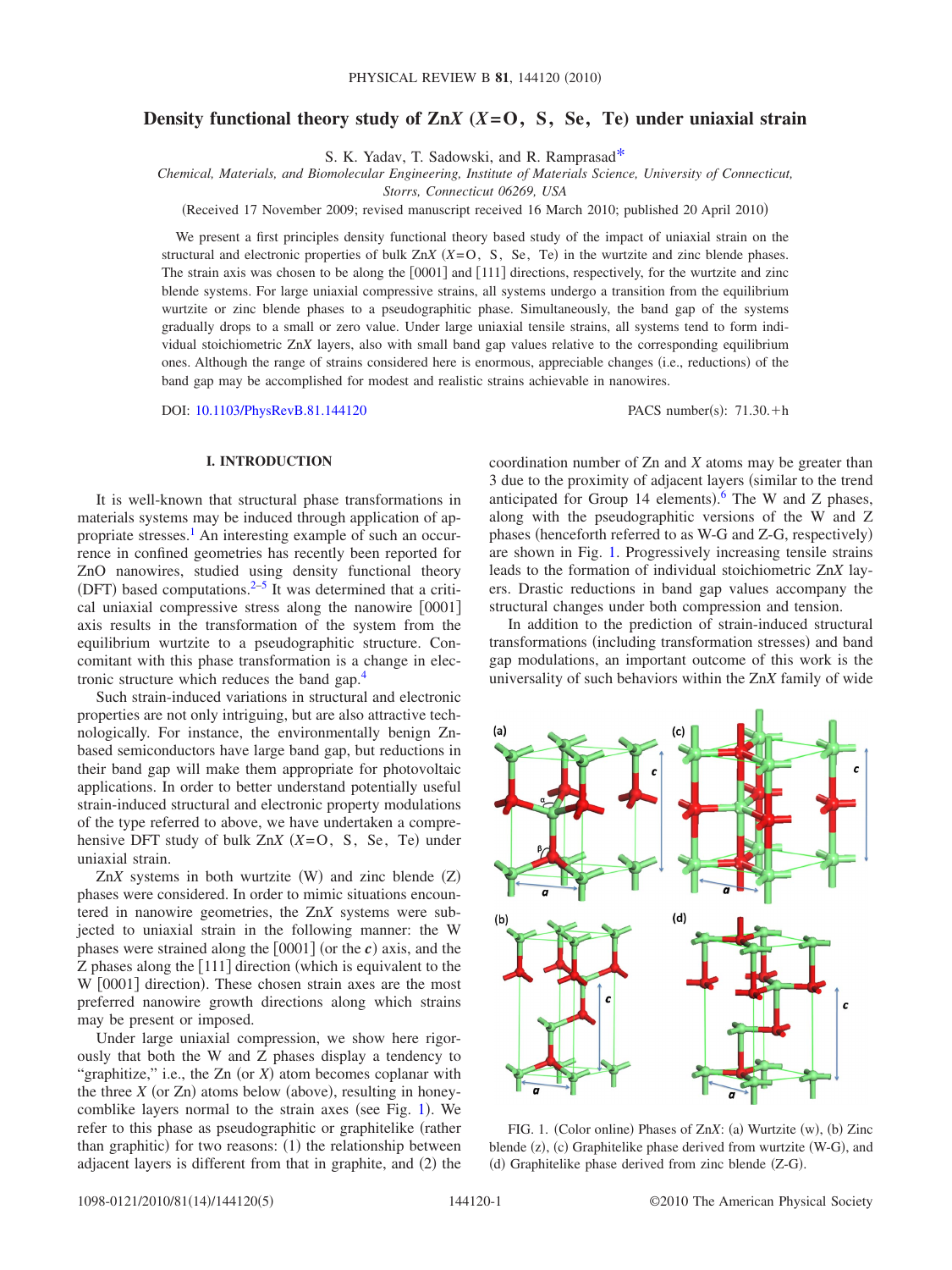# Density functional theory study of ZnX (X=O, S, Se, Te) under uniaxial strain

S. K. Yadav, T. Sadowski, and R. Ramprasad*

*Chemical, Materials, and Biomolecular Engineering, Institute of Materials Science, University of Connecticut, Storrs, Connecticut 06269, USA*

(Received 17 November 2009; revised manuscript received 16 March 2010; published 20 April 2010)

We present a first principles density functional theory based study of the impact of uniaxial strain on the structural and electronic properties of bulk ZnX (X=O, S, Se, Te) in the wurtzite and zinc blende phases. The strain axis was chosen to be along the [0001] and [111] directions, respectively, for the wurtzite and zinc blende systems. For large uniaxial compressive strains, all systems undergo a transition from the equilibrium wurtzite or zinc blende phases to a pseudographitic phase. Simultaneously, the band gap of the systems gradually drops to a small or zero value. Under large uniaxial tensile strains, all systems tend to form individual stoichiometric ZnX layers, also with small band gap values relative to the corresponding equilibrium ones. Although the range of strains considered here is enormous, appreciable changes (i.e., reductions) of the band gap may be accomplished for modest and realistic strains achievable in nanowires.

DOI: 10.1103/PhysRevB.81.144120 PACS number(s): 71.30.+h

## I. INTRODUCTION

It is well-known that structural phase transformations in materials systems may be induced through application of appropriate stresses.[1] An interesting example of such an occurrence in confined geometries has recently been reported for ZnO nanowires, studied using density functional theory (DFT) based computations.[2–5] It was determined that a critical uniaxial compressive stress along the nanowire [0001] axis results in the transformation of the system from the equilibrium wurtzite to a pseudographitic structure. Concomitant with this phase transformation is a change in electronic structure which reduces the band gap.[4]

Such strain-induced variations in structural and electronic properties are not only intriguing, but are also attractive technologically. For instance, the environmentally benign Zn-based semiconductors have large band gap, but reductions in their band gap will make them appropriate for photovoltaic applications. In order to better understand potentially useful strain-induced structural and electronic property modulations of the type referred to above, we have undertaken a comprehensive DFT study of bulk ZnX (X=O, S, Se, Te) under uniaxial strain.

ZnX systems in both wurtzite (W) and zinc blende (Z) phases were considered. In order to mimic situations encountered in nanowire geometries, the ZnX systems were subjected to uniaxial strain in the following manner: the W phases were strained along the [0001] (or the **c**) axis, and the Z phases along the [111] direction (which is equivalent to the W [0001] direction). These chosen strain axes are the most preferred nanowire growth directions along which strains may be present or imposed.

Under large uniaxial compression, we show here rigorously that both the W and Z phases display a tendency to "graphitize," i.e., the Zn (or X) atom becomes coplanar with the three X (or Zn) atoms below (above), resulting in honeycomblike layers normal to the strain axes (see Fig. 1). We refer to this phase as pseudographitic or graphitelike (rather than graphitic) for two reasons: (1) the relationship between adjacent layers is different from that in graphite, and (2) the coordination number of Zn and X atoms may be greater than 3 due to the proximity of adjacent layers (similar to the trend anticipated for Group 14 elements).[6] The W and Z phases, along with the pseudographitic versions of the W and Z phases (henceforth referred to as W-G and Z-G, respectively) are shown in Fig. 1. Progressively increasing tensile strains leads to the formation of individual stoichiometric ZnX layers. Drastic reductions in band gap values accompany the structural changes under both compression and tension.

In addition to the prediction of strain-induced structural transformations (including transformation stresses) and band gap modulations, an important outcome of this work is the universality of such behaviors within the ZnX family of wide

FIG. 1. (Color online) Phases of ZnX: (a) Wurtzite (w), (b) Zinc blende (z), (c) Graphitelike phase derived from wurtzite (W-G), and (d) Graphitelike phase derived from zinc blende (Z-G).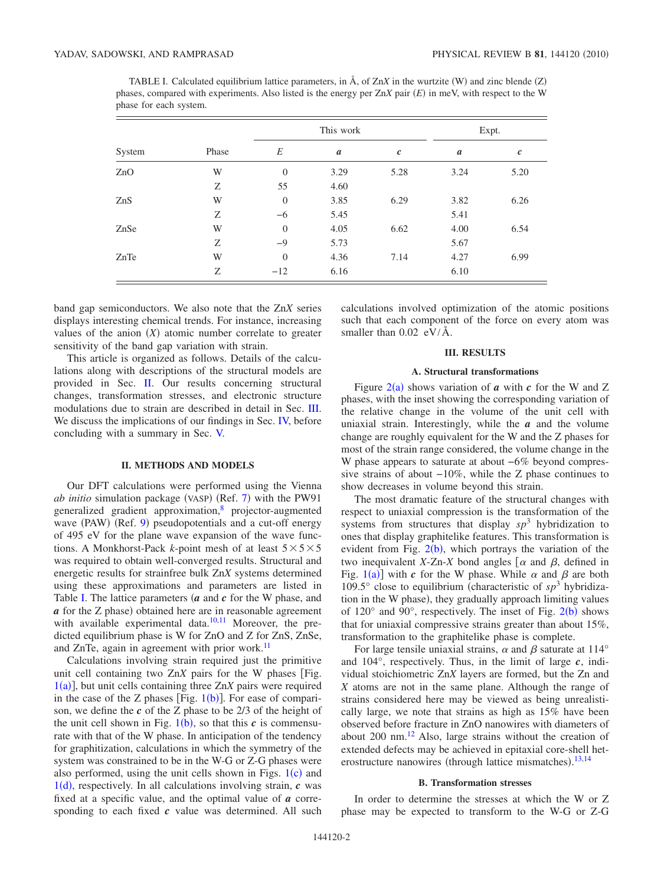TABLE I. Calculated equilibrium lattice parameters, in Å, of Zn$X$ in the wurtzite (W) and zinc blende (Z) phases, compared with experiments. Also listed is the energy per Zn$X$ pair ($E$) in meV, with respect to the W phase for each system.

| System | Phase | This work | | | Expt. | |
|---|---|---|---|---|---|---|
| | | $E$ | $a$ | $c$ | $a$ | $c$ |
| ZnO | W | 0 | 3.29 | 5.28 | 3.24 | 5.20 |
| | Z | 55 | 4.60 | | | |
| ZnS | W | 0 | 3.85 | 6.29 | 3.82 | 6.26 |
| | Z | −6 | 5.45 | | 5.41 | |
| ZnSe | W | 0 | 4.05 | 6.62 | 4.00 | 6.54 |
| | Z | −9 | 5.73 | | 5.67 | |
| ZnTe | W | 0 | 4.36 | 7.14 | 4.27 | 6.99 |
| | Z | −12 | 6.16 | | 6.10 | |

band gap semiconductors. We also note that the Zn$X$ series displays interesting chemical trends. For instance, increasing values of the anion ($X$) atomic number correlate to greater sensitivity of the band gap variation with strain.

This article is organized as follows. Details of the calculations along with descriptions of the structural models are provided in Sec. II. Our results concerning structural changes, transformation stresses, and electronic structure modulations due to strain are described in detail in Sec. III. We discuss the implications of our findings in Sec. IV, before concluding with a summary in Sec. V.

## II. METHODS AND MODELS

Our DFT calculations were performed using the Vienna *ab initio* simulation package (VASP) (Ref. 7) with the PW91 generalized gradient approximation,[8] projector-augmented wave (PAW) (Ref. 9) pseudopotentials and a cut-off energy of 495 eV for the plane wave expansion of the wave functions. A Monkhorst-Pack $k$-point mesh of at least $5\times5\times5$ was required to obtain well-converged results. Structural and energetic results for strainfree bulk Zn$X$ systems determined using these approximations and parameters are listed in Table I. The lattice parameters ($a$ and $c$ for the W phase, and $a$ for the Z phase) obtained here are in reasonable agreement with available experimental data.[10,11] Moreover, the predicted equilibrium phase is W for ZnO and Z for ZnS, ZnSe, and ZnTe, again in agreement with prior work.[11]

Calculations involving strain required just the primitive unit cell containing two Zn$X$ pairs for the W phases [Fig. 1(a)], but unit cells containing three Zn$X$ pairs were required in the case of the Z phases [Fig. 1(b)]. For ease of comparison, we define the $c$ of the Z phase to be 2/3 of the height of the unit cell shown in Fig. 1(b), so that this $c$ is commensurate with that of the W phase. In anticipation of the tendency for graphitization, calculations in which the symmetry of the system was constrained to be in the W-G or Z-G phases were also performed, using the unit cells shown in Figs. 1(c) and 1(d), respectively. In all calculations involving strain, $c$ was fixed at a specific value, and the optimal value of $a$ corresponding to each fixed $c$ value was determined. All such calculations involved optimization of the atomic positions such that each component of the force on every atom was smaller than 0.02 eV/Å.

## III. RESULTS

### A. Structural transformations

Figure 2(a) shows variation of $a$ with $c$ for the W and Z phases, with the inset showing the corresponding variation of the relative change in the volume of the unit cell with uniaxial strain. Interestingly, while the $a$ and the volume change are roughly equivalent for the W and the Z phases for most of the strain range considered, the volume change in the W phase appears to saturate at about −6% beyond compressive strains of about −10%, while the Z phase continues to show decreases in volume beyond this strain.

The most dramatic feature of the structural changes with respect to uniaxial compression is the transformation of the systems from structures that display $sp^3$ hybridization to ones that display graphitelike features. This transformation is evident from Fig. 2(b), which portrays the variation of the two inequivalent $X$-Zn-$X$ bond angles [$\alpha$ and $\beta$, defined in Fig. 1(a)] with $c$ for the W phase. While $\alpha$ and $\beta$ are both 109.5° close to equilibrium (characteristic of $sp^3$ hybridization in the W phase), they gradually approach limiting values of 120° and 90°, respectively. The inset of Fig. 2(b) shows that for uniaxial compressive strains greater than about 15%, transformation to the graphitelike phase is complete.

For large tensile uniaxial strains, $\alpha$ and $\beta$ saturate at 114° and 104°, respectively. Thus, in the limit of large $c$, individual stoichiometric Zn$X$ layers are formed, but the Zn and $X$ atoms are not in the same plane. Although the range of strains considered here may be viewed as being unrealistically large, we note that strains as high as 15% have been observed before fracture in ZnO nanowires with diameters of about 200 nm.[12] Also, large strains without the creation of extended defects may be achieved in epitaxial core-shell heterostructure nanowires (through lattice mismatches).[13,14]

### B. Transformation stresses

In order to determine the stresses at which the W or Z phase may be expected to transform to the W-G or Z-G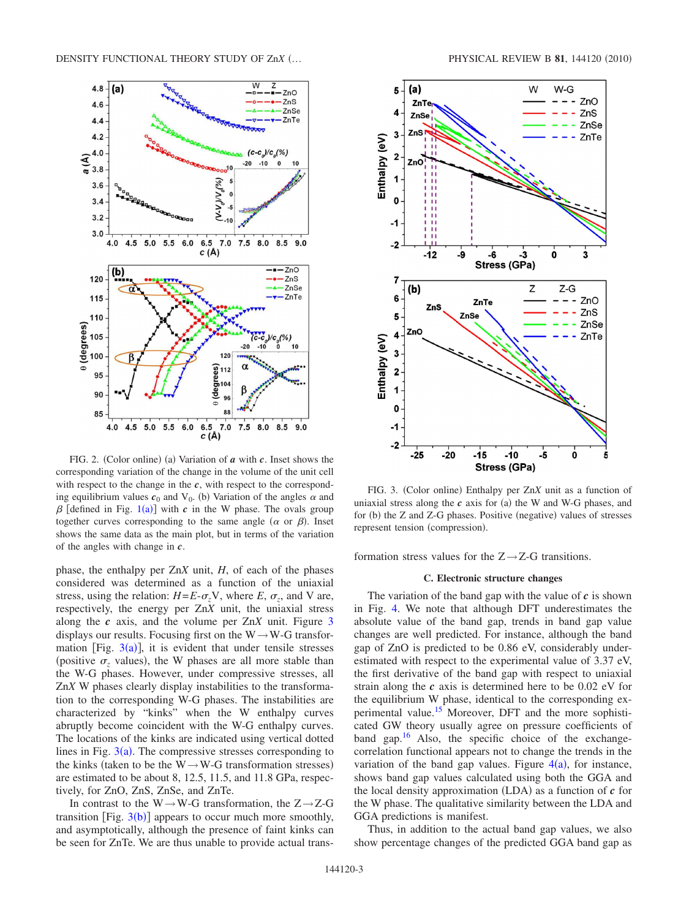FIG. 2. (Color online) (a) Variation of $\boldsymbol{a}$ with $\boldsymbol{c}$. Inset shows the corresponding variation of the change in the volume of the unit cell with respect to the change in the $\boldsymbol{c}$, with respect to the corresponding equilibrium values $\boldsymbol{c}_0$ and $V_0$. (b) Variation of the angles $\alpha$ and $\beta$ [defined in Fig. 1(a)] with $\boldsymbol{c}$ in the W phase. The ovals group together curves corresponding to the same angle ($\alpha$ or $\beta$). Inset shows the same data as the main plot, but in terms of the variation of the angles with change in $\boldsymbol{c}$.

phase, the enthalpy per Zn*X* unit, *H*, of each of the phases considered was determined as a function of the uniaxial stress, using the relation: $H = E - \sigma_z V$, where $E$, $\sigma_z$, and V are, respectively, the energy per Zn*X* unit, the uniaxial stress along the $\boldsymbol{c}$ axis, and the volume per Zn*X* unit. Figure 3 displays our results. Focusing first on the W→W-G transformation [Fig. 3(a)], it is evident that under tensile stresses (positive $\sigma_z$ values), the W phases are all more stable than the W-G phases. However, under compressive stresses, all Zn*X* W phases clearly display instabilities to the transformation to the corresponding W-G phases. The instabilities are characterized by "kinks" when the W enthalpy curves abruptly become coincident with the W-G enthalpy curves. The locations of the kinks are indicated using vertical dotted lines in Fig. 3(a). The compressive stresses corresponding to the kinks (taken to be the W→W-G transformation stresses) are estimated to be about 8, 12.5, 11.5, and 11.8 GPa, respectively, for ZnO, ZnS, ZnSe, and ZnTe.

In contrast to the W→W-G transformation, the Z→Z-G transition [Fig. 3(b)] appears to occur much more smoothly, and asymptotically, although the presence of faint kinks can be seen for ZnTe. We are thus unable to provide actual transformation stress values for the Z→Z-G transitions.

FIG. 3. (Color online) Enthalpy per Zn*X* unit as a function of uniaxial stress along the $\boldsymbol{c}$ axis for (a) the W and W-G phases, and for (b) the Z and Z-G phases. Positive (negative) values of stresses represent tension (compression).

### C. Electronic structure changes

The variation of the band gap with the value of $\boldsymbol{c}$ is shown in Fig. 4. We note that although DFT underestimates the absolute value of the band gap, trends in band gap value changes are well predicted. For instance, although the band gap of ZnO is predicted to be 0.86 eV, considerably underestimated with respect to the experimental value of 3.37 eV, the first derivative of the band gap with respect to uniaxial strain along the $\boldsymbol{c}$ axis is determined here to be 0.02 eV for the equilibrium W phase, identical to the corresponding experimental value.[15] Moreover, DFT and the more sophisticated GW theory usually agree on pressure coefficients of band gap.[16] Also, the specific choice of the exchange-correlation functional appears not to change the trends in the variation of the band gap values. Figure 4(a), for instance, shows band gap values calculated using both the GGA and the local density approximation (LDA) as a function of $\boldsymbol{c}$ for the W phase. The qualitative similarity between the LDA and GGA predictions is manifest.

Thus, in addition to the actual band gap values, we also show percentage changes of the predicted GGA band gap as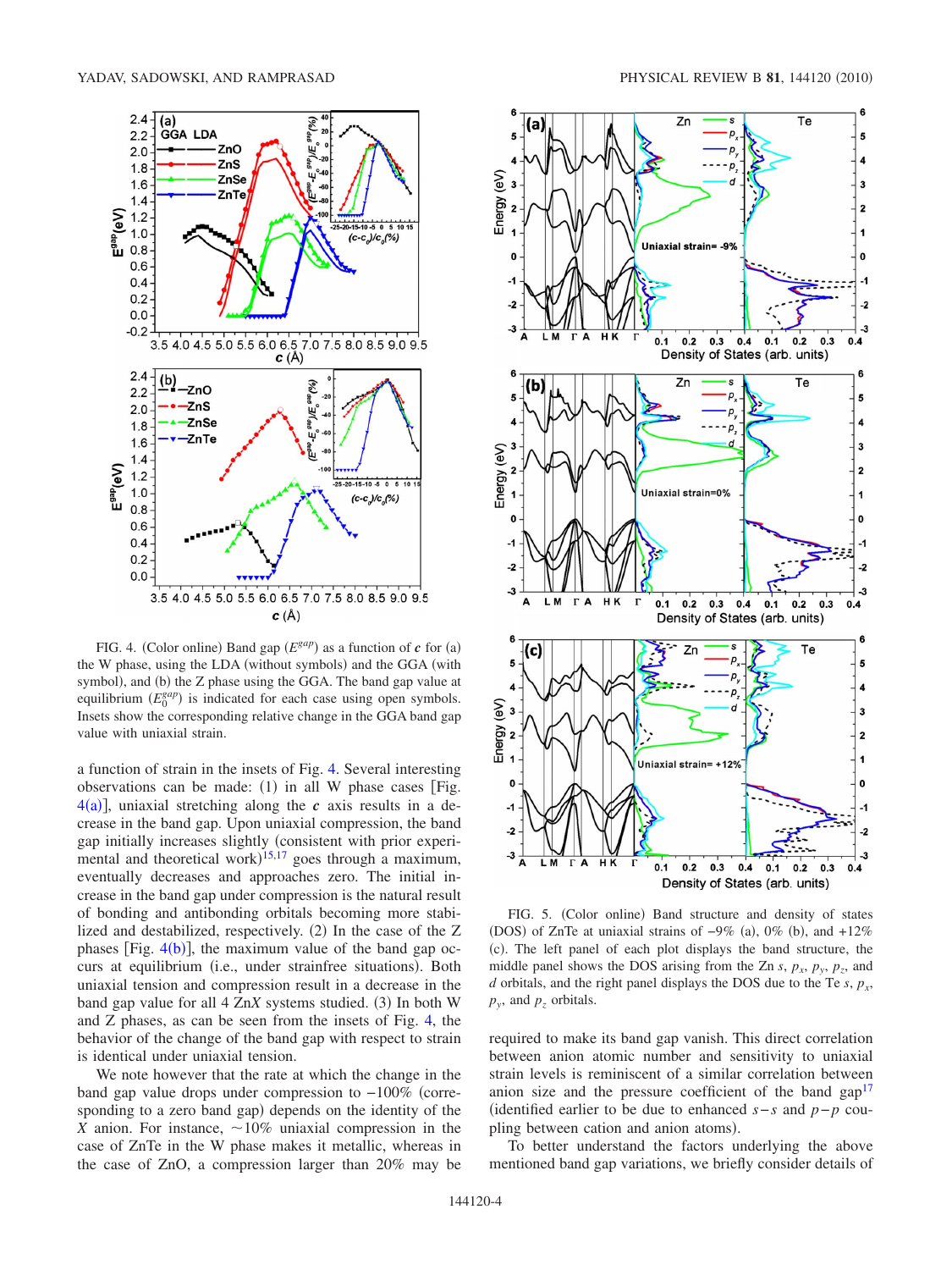FIG. 4. (Color online) Band gap ($E^{gap}$) as a function of $\boldsymbol{c}$ for (a) the W phase, using the LDA (without symbols) and the GGA (with symbol), and (b) the Z phase using the GGA. The band gap value at equilibrium ($E_0^{gap}$) is indicated for each case using open symbols. Insets show the corresponding relative change in the GGA band gap value with uniaxial strain.

a function of strain in the insets of Fig. 4. Several interesting observations can be made: (1) in all W phase cases [Fig. 4(a)], uniaxial stretching along the $\boldsymbol{c}$ axis results in a decrease in the band gap. Upon uniaxial compression, the band gap initially increases slightly (consistent with prior experimental and theoretical work)[15,17] goes through a maximum, eventually decreases and approaches zero. The initial increase in the band gap under compression is the natural result of bonding and antibonding orbitals becoming more stabilized and destabilized, respectively. (2) In the case of the Z phases [Fig. 4(b)], the maximum value of the band gap occurs at equilibrium (i.e., under strainfree situations). Both uniaxial tension and compression result in a decrease in the band gap value for all 4 Zn$X$ systems studied. (3) In both W and Z phases, as can be seen from the insets of Fig. 4, the behavior of the change of the band gap with respect to strain is identical under uniaxial tension.

We note however that the rate at which the change in the band gap value drops under compression to −100% (corresponding to a zero band gap) depends on the identity of the $X$ anion. For instance, ~10% uniaxial compression in the case of ZnTe in the W phase makes it metallic, whereas in the case of ZnO, a compression larger than 20% may be required to make its band gap vanish. This direct correlation between anion atomic number and sensitivity to uniaxial strain levels is reminiscent of a similar correlation between anion size and the pressure coefficient of the band gap[17] (identified earlier to be due to enhanced $s-s$ and $p-p$ coupling between cation and anion atoms).

FIG. 5. (Color online) Band structure and density of states (DOS) of ZnTe at uniaxial strains of −9% (a), 0% (b), and +12% (c). The left panel of each plot displays the band structure, the middle panel shows the DOS arising from the Zn $s$, $p_x$, $p_y$, $p_z$, and $d$ orbitals, and the right panel displays the DOS due to the Te $s$, $p_x$, $p_y$, and $p_z$ orbitals.

To better understand the factors underlying the above mentioned band gap variations, we briefly consider details of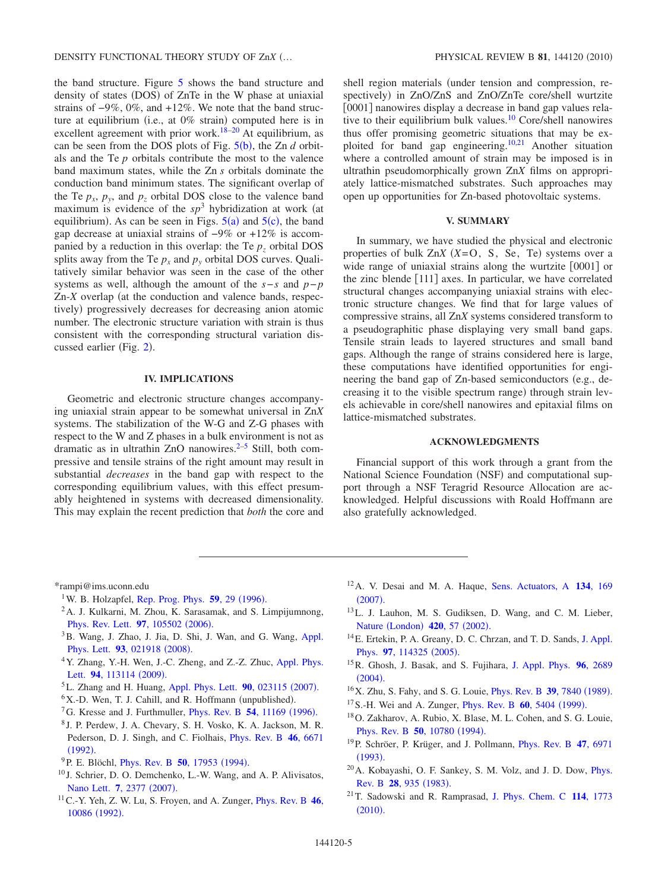the band structure. Figure 5 shows the band structure and density of states (DOS) of ZnTe in the W phase at uniaxial strains of −9%, 0%, and +12%. We note that the band structure at equilibrium (i.e., at 0% strain) computed here is in excellent agreement with prior work.[18–20] At equilibrium, as can be seen from the DOS plots of Fig. 5(b), the Zn $d$ orbitals and the Te $p$ orbitals contribute the most to the valence band maximum states, while the Zn $s$ orbitals dominate the conduction band minimum states. The significant overlap of the Te $p_x$, $p_y$, and $p_z$ orbital DOS close to the valence band maximum is evidence of the $sp^3$ hybridization at work (at equilibrium). As can be seen in Figs. 5(a) and 5(c), the band gap decrease at uniaxial strains of −9% or +12% is accompanied by a reduction in this overlap: the Te $p_z$ orbital DOS splits away from the Te $p_x$ and $p_y$ orbital DOS curves. Qualitatively similar behavior was seen in the case of the other systems as well, although the amount of the $s-s$ and $p-p$ Zn-$X$ overlap (at the conduction and valence bands, respectively) progressively decreases for decreasing anion atomic number. The electronic structure variation with strain is thus consistent with the corresponding structural variation discussed earlier (Fig. 2).

## IV. IMPLICATIONS

Geometric and electronic structure changes accompanying uniaxial strain appear to be somewhat universal in Zn$X$ systems. The stabilization of the W-G and Z-G phases with respect to the W and Z phases in a bulk environment is not as dramatic as in ultrathin ZnO nanowires.[2–5] Still, both compressive and tensile strains of the right amount may result in substantial *decreases* in the band gap with respect to the corresponding equilibrium values, with this effect presumably heightened in systems with decreased dimensionality. This may explain the recent prediction that *both* the core and shell region materials (under tension and compression, respectively) in ZnO/ZnS and ZnO/ZnTe core/shell wurtzite [0001] nanowires display a decrease in band gap values relative to their equilibrium bulk values.[10] Core/shell nanowires thus offer promising geometric situations that may be exploited for band gap engineering.[10,21] Another situation where a controlled amount of strain may be imposed is in ultrathin pseudomorphically grown Zn$X$ films on appropriately lattice-mismatched substrates. Such approaches may open up opportunities for Zn-based photovoltaic systems.

## V. SUMMARY

In summary, we have studied the physical and electronic properties of bulk Zn$X$ ($X$=O, S, Se, Te) systems over a wide range of uniaxial strains along the wurtzite [0001] or the zinc blende [111] axes. In particular, we have correlated structural changes accompanying uniaxial strains with electronic structure changes. We find that for large values of compressive strains, all Zn$X$ systems considered transform to a pseudographitic phase displaying very small band gaps. Tensile strain leads to layered structures and small band gaps. Although the range of strains considered here is large, these computations have identified opportunities for engineering the band gap of Zn-based semiconductors (e.g., decreasing it to the visible spectrum range) through strain levels achievable in core/shell nanowires and epitaxial films on lattice-mismatched substrates.

## ACKNOWLEDGMENTS

Financial support of this work through a grant from the National Science Foundation (NSF) and computational support through a NSF Teragrid Resource Allocation are acknowledged. Helpful discussions with Roald Hoffmann are also gratefully acknowledged.

---

*rampi@ims.uconn.edu

[1] W. B. Holzapfel, Rep. Prog. Phys. **59**, 29 (1996).

[2] A. J. Kulkarni, M. Zhou, K. Sarasamak, and S. Limpijumnong, Phys. Rev. Lett. **97**, 105502 (2006).

[3] B. Wang, J. Zhao, J. Jia, D. Shi, J. Wan, and G. Wang, Appl. Phys. Lett. **93**, 021918 (2008).

[4] Y. Zhang, Y.-H. Wen, J.-C. Zheng, and Z.-Z. Zhuc, Appl. Phys. Lett. **94**, 113114 (2009).

[5] L. Zhang and H. Huang, Appl. Phys. Lett. **90**, 023115 (2007).

[6] X.-D. Wen, T. J. Cahill, and R. Hoffmann (unpublished).

[7] G. Kresse and J. Furthmuller, Phys. Rev. B **54**, 11169 (1996).

[8] J. P. Perdew, J. A. Chevary, S. H. Vosko, K. A. Jackson, M. R. Pederson, D. J. Singh, and C. Fiolhais, Phys. Rev. B **46**, 6671 (1992).

[9] P. E. Blöchl, Phys. Rev. B **50**, 17953 (1994).

[10] J. Schrier, D. O. Demchenko, L.-W. Wang, and A. P. Alivisatos, Nano Lett. **7**, 2377 (2007).

[11] C.-Y. Yeh, Z. W. Lu, S. Froyen, and A. Zunger, Phys. Rev. B **46**, 10086 (1992).

[12] A. V. Desai and M. A. Haque, Sens. Actuators, A **134**, 169 (2007).

[13] L. J. Lauhon, M. S. Gudiksen, D. Wang, and C. M. Lieber, Nature (London) **420**, 57 (2002).

[14] E. Ertekin, P. A. Greany, D. C. Chrzan, and T. D. Sands, J. Appl. Phys. **97**, 114325 (2005).

[15] R. Ghosh, J. Basak, and S. Fujihara, J. Appl. Phys. **96**, 2689 (2004).

[16] X. Zhu, S. Fahy, and S. G. Louie, Phys. Rev. B **39**, 7840 (1989).

[17] S.-H. Wei and A. Zunger, Phys. Rev. B **60**, 5404 (1999).

[18] O. Zakharov, A. Rubio, X. Blase, M. L. Cohen, and S. G. Louie, Phys. Rev. B **50**, 10780 (1994).

[19] P. Schröer, P. Krüger, and J. Pollmann, Phys. Rev. B **47**, 6971 (1993).

[20] A. Kobayashi, O. F. Sankey, S. M. Volz, and J. D. Dow, Phys. Rev. B **28**, 935 (1983).

[21] T. Sadowski and R. Ramprasad, J. Phys. Chem. C **114**, 1773 (2010).